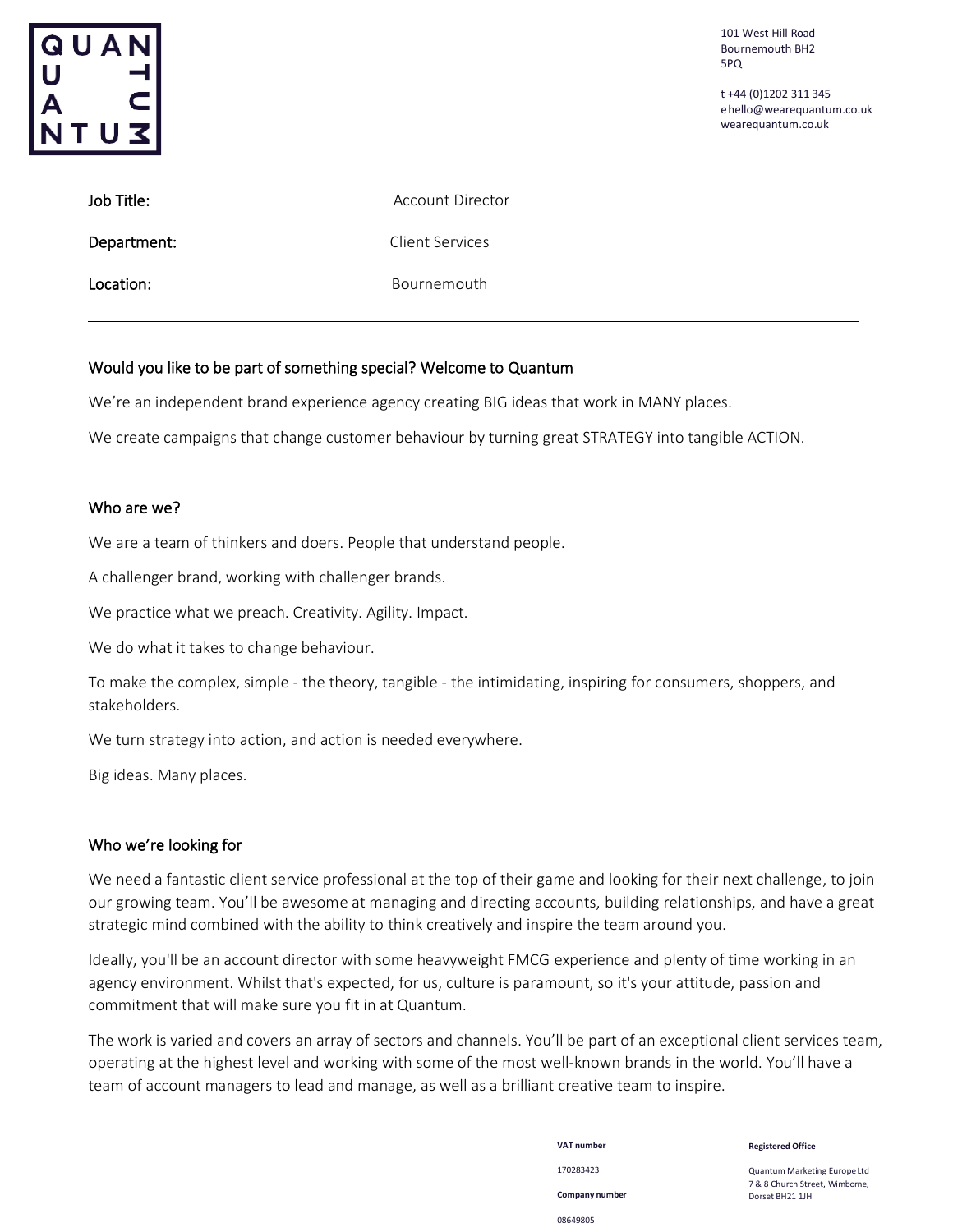101 West Hill Road
Bournemouth BH2
5PQ

t +44 (0)1202 311 345
e hello@wearequantum.co.uk
wearequantum.co.uk

| | |
|---|---|
| **Job Title:** | Account Director |
| **Department:** | Client Services |
| **Location:** | Bournemouth |

---

## Would you like to be part of something special? Welcome to Quantum

We're an independent brand experience agency creating BIG ideas that work in MANY places.

We create campaigns that change customer behaviour by turning great STRATEGY into tangible ACTION.

## Who are we?

We are a team of thinkers and doers. People that understand people.

A challenger brand, working with challenger brands.

We practice what we preach. Creativity. Agility. Impact.

We do what it takes to change behaviour.

To make the complex, simple - the theory, tangible - the intimidating, inspiring for consumers, shoppers, and stakeholders.

We turn strategy into action, and action is needed everywhere.

Big ideas. Many places.

## Who we're looking for

We need a fantastic client service professional at the top of their game and looking for their next challenge, to join our growing team. You'll be awesome at managing and directing accounts, building relationships, and have a great strategic mind combined with the ability to think creatively and inspire the team around you.

Ideally, you'll be an account director with some heavyweight FMCG experience and plenty of time working in an agency environment. Whilst that's expected, for us, culture is paramount, so it's your attitude, passion and commitment that will make sure you fit in at Quantum.

The work is varied and covers an array of sectors and channels. You'll be part of an exceptional client services team, operating at the highest level and working with some of the most well-known brands in the world. You'll have a team of account managers to lead and manage, as well as a brilliant creative team to inspire.

**VAT number**

170283423

**Company number**

08649805

**Registered Office**

Quantum Marketing Europe Ltd
7 & 8 Church Street, Wimborne,
Dorset BH21 1JH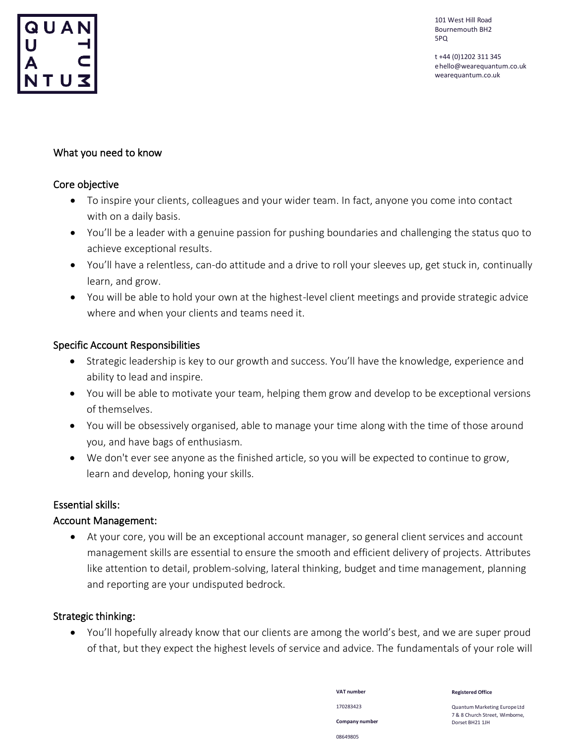## What you need to know

### Core objective

- To inspire your clients, colleagues and your wider team. In fact, anyone you come into contact with on a daily basis.
- You'll be a leader with a genuine passion for pushing boundaries and challenging the status quo to achieve exceptional results.
- You'll have a relentless, can-do attitude and a drive to roll your sleeves up, get stuck in, continually learn, and grow.
- You will be able to hold your own at the highest-level client meetings and provide strategic advice where and when your clients and teams need it.

### Specific Account Responsibilities

- Strategic leadership is key to our growth and success. You'll have the knowledge, experience and ability to lead and inspire.
- You will be able to motivate your team, helping them grow and develop to be exceptional versions of themselves.
- You will be obsessively organised, able to manage your time along with the time of those around you, and have bags of enthusiasm.
- We don't ever see anyone as the finished article, so you will be expected to continue to grow, learn and develop, honing your skills.

### Essential skills:

### Account Management:

- At your core, you will be an exceptional account manager, so general client services and account management skills are essential to ensure the smooth and efficient delivery of projects. Attributes like attention to detail, problem-solving, lateral thinking, budget and time management, planning and reporting are your undisputed bedrock.

### Strategic thinking:

- You'll hopefully already know that our clients are among the world's best, and we are super proud of that, but they expect the highest levels of service and advice. The fundamentals of your role will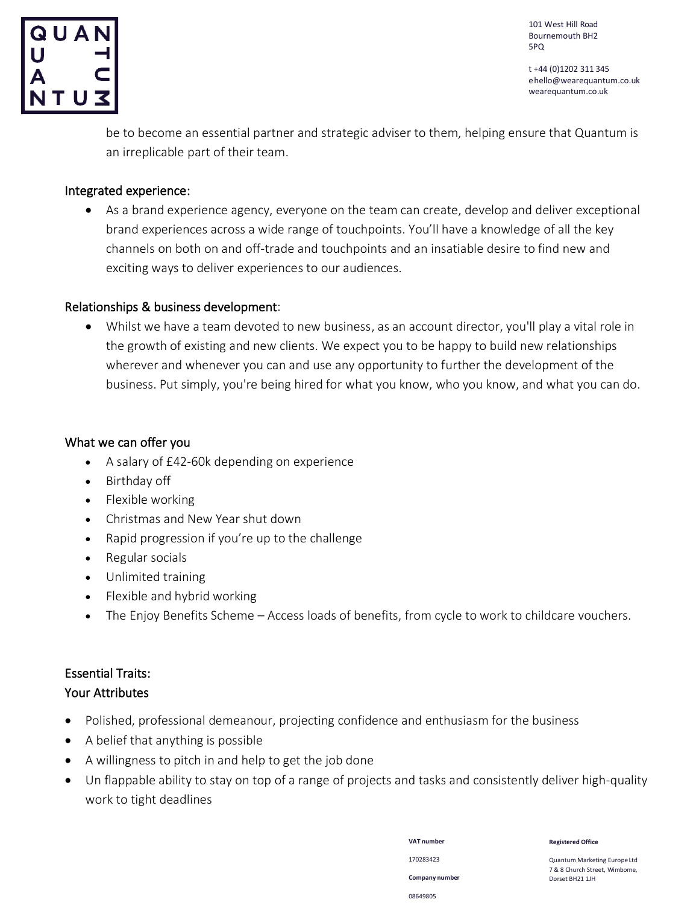be to become an essential partner and strategic adviser to them, helping ensure that Quantum is an irreplicable part of their team.

Integrated experience:

- As a brand experience agency, everyone on the team can create, develop and deliver exceptional brand experiences across a wide range of touchpoints. You'll have a knowledge of all the key channels on both on and off-trade and touchpoints and an insatiable desire to find new and exciting ways to deliver experiences to our audiences.

Relationships & business development:

- Whilst we have a team devoted to new business, as an account director, you'll play a vital role in the growth of existing and new clients. We expect you to be happy to build new relationships wherever and whenever you can and use any opportunity to further the development of the business. Put simply, you're being hired for what you know, who you know, and what you can do.

## What we can offer you

- A salary of £42-60k depending on experience
- Birthday off
- Flexible working
- Christmas and New Year shut down
- Rapid progression if you're up to the challenge
- Regular socials
- Unlimited training
- Flexible and hybrid working
- The Enjoy Benefits Scheme – Access loads of benefits, from cycle to work to childcare vouchers.

## Essential Traits:

### Your Attributes

- Polished, professional demeanour, projecting confidence and enthusiasm for the business
- A belief that anything is possible
- A willingness to pitch in and help to get the job done
- Un flappable ability to stay on top of a range of projects and tasks and consistently deliver high-quality work to tight deadlines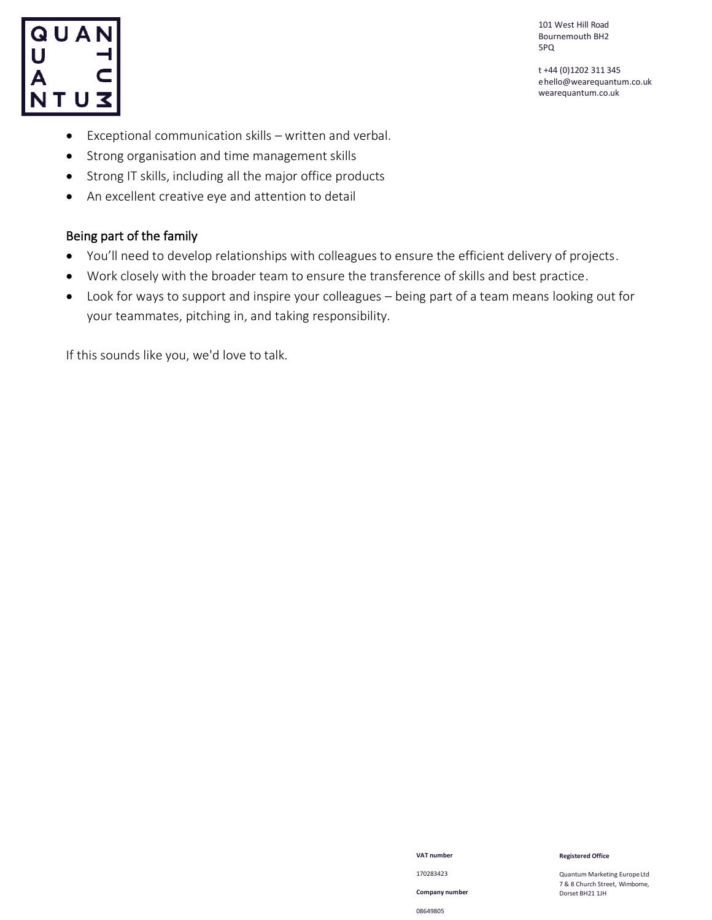- Exceptional communication skills – written and verbal.
- Strong organisation and time management skills
- Strong IT skills, including all the major office products
- An excellent creative eye and attention to detail

## Being part of the family

- You'll need to develop relationships with colleagues to ensure the efficient delivery of projects.
- Work closely with the broader team to ensure the transference of skills and best practice.
- Look for ways to support and inspire your colleagues – being part of a team means looking out for your teammates, pitching in, and taking responsibility.

If this sounds like you, we'd love to talk.